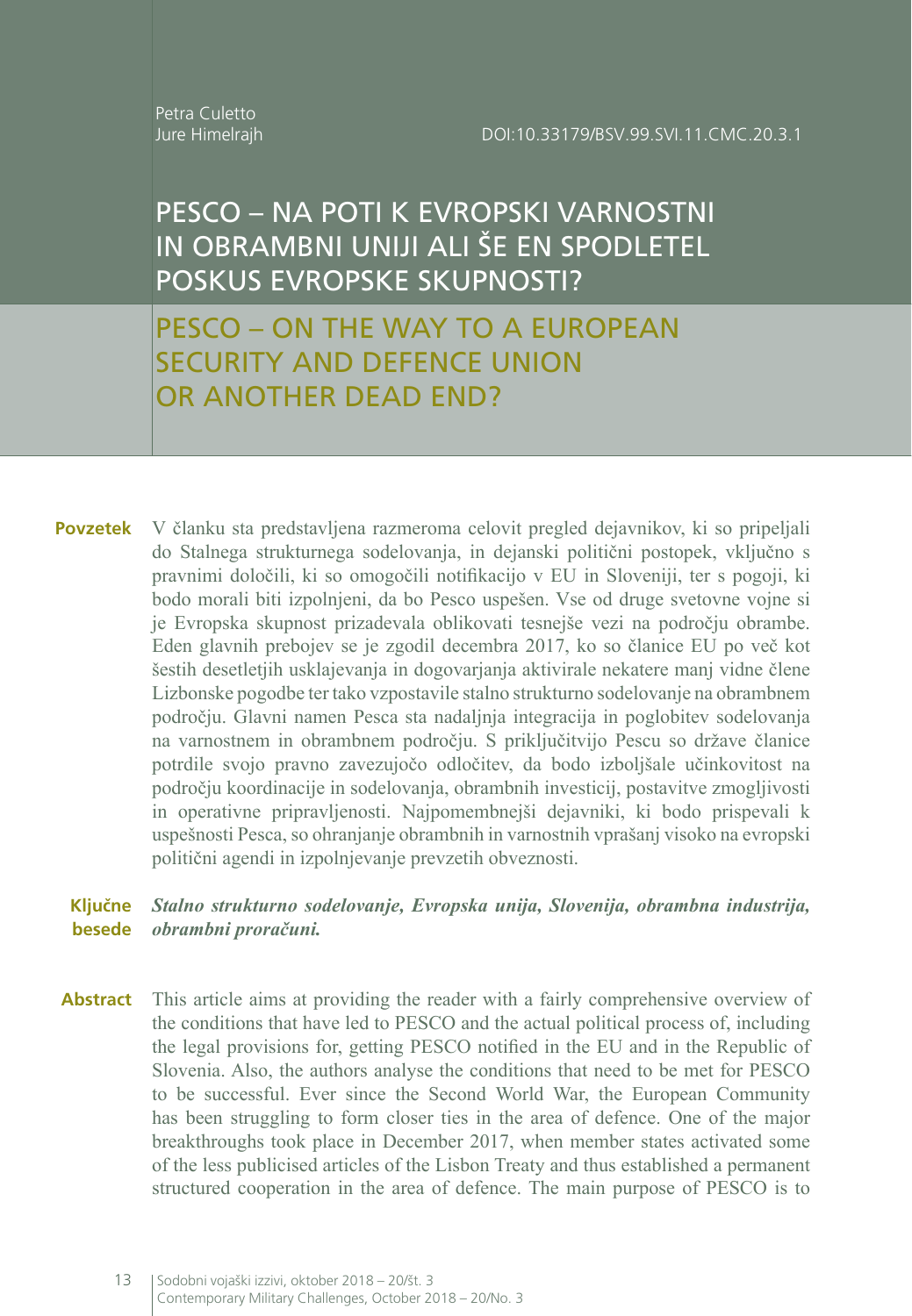Petra Culetto
Jure Himelrajh

DOI:10.33179/BSV.99.SVI.11.CMC.20.3.1

# PESCO – NA POTI K EVROPSKI VARNOSTNI IN OBRAMBNI UNIJI ALI ŠE EN SPODLETEL POSKUS EVROPSKE SKUPNOSTI?

# PESCO – ON THE WAY TO A EUROPEAN SECURITY AND DEFENCE UNION OR ANOTHER DEAD END?

**Povzetek** V članku sta predstavljena razmeroma celovit pregled dejavnikov, ki so pripeljali do Stalnega strukturnega sodelovanja, in dejanski politični postopek, vključno s pravnimi določili, ki so omogočili notifikacijo v EU in Sloveniji, ter s pogoji, ki bodo morali biti izpolnjeni, da bo Pesco uspešen. Vse od druge svetovne vojne si je Evropska skupnost prizadevala oblikovati tesnejše vezi na področju obrambe. Eden glavnih prebojev se je zgodil decembra 2017, ko so članice EU po več kot šestih desetletjih usklajevanja in dogovarjanja aktivirale nekatere manj vidne člene Lizbonske pogodbe ter tako vzpostavile stalno strukturno sodelovanje na obrambnem področju. Glavni namen Pesca sta nadaljnja integracija in poglobitev sodelovanja na varnostnem in obrambnem področju. S priključitvijo Pescu so države članice potrdile svojo pravno zavezujočo odločitev, da bodo izboljšale učinkovitost na področju koordinacije in sodelovanja, obrambnih investicij, postavitve zmogljivosti in operativne pripravljenosti. Najpomembnejši dejavniki, ki bodo prispevali k uspešnosti Pesca, so ohranjanje obrambnih in varnostnih vprašanj visoko na evropski politični agendi in izpolnjevanje prevzetih obveznosti.

**Ključne besede** ***Stalno strukturno sodelovanje, Evropska unija, Slovenija, obrambna industrija, obrambni proračuni.***

**Abstract** This article aims at providing the reader with a fairly comprehensive overview of the conditions that have led to PESCO and the actual political process of, including the legal provisions for, getting PESCO notified in the EU and in the Republic of Slovenia. Also, the authors analyse the conditions that need to be met for PESCO to be successful. Ever since the Second World War, the European Community has been struggling to form closer ties in the area of defence. One of the major breakthroughs took place in December 2017, when member states activated some of the less publicised articles of the Lisbon Treaty and thus established a permanent structured cooperation in the area of defence. The main purpose of PESCO is to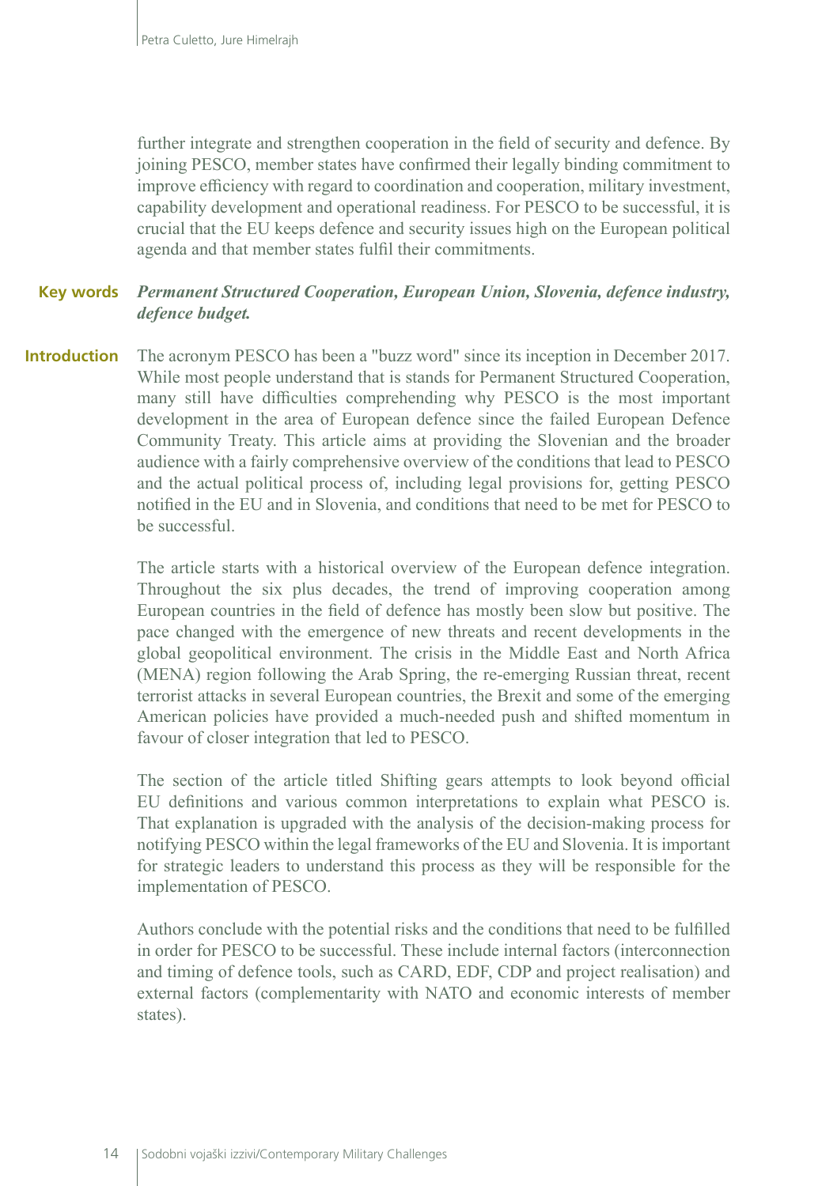further integrate and strengthen cooperation in the field of security and defence. By joining PESCO, member states have confirmed their legally binding commitment to improve efficiency with regard to coordination and cooperation, military investment, capability development and operational readiness. For PESCO to be successful, it is crucial that the EU keeps defence and security issues high on the European political agenda and that member states fulfil their commitments.

**Key words** ***Permanent Structured Cooperation, European Union, Slovenia, defence industry, defence budget.***

## Introduction

The acronym PESCO has been a "buzz word" since its inception in December 2017. While most people understand that is stands for Permanent Structured Cooperation, many still have difficulties comprehending why PESCO is the most important development in the area of European defence since the failed European Defence Community Treaty. This article aims at providing the Slovenian and the broader audience with a fairly comprehensive overview of the conditions that lead to PESCO and the actual political process of, including legal provisions for, getting PESCO notified in the EU and in Slovenia, and conditions that need to be met for PESCO to be successful.

The article starts with a historical overview of the European defence integration. Throughout the six plus decades, the trend of improving cooperation among European countries in the field of defence has mostly been slow but positive. The pace changed with the emergence of new threats and recent developments in the global geopolitical environment. The crisis in the Middle East and North Africa (MENA) region following the Arab Spring, the re-emerging Russian threat, recent terrorist attacks in several European countries, the Brexit and some of the emerging American policies have provided a much-needed push and shifted momentum in favour of closer integration that led to PESCO.

The section of the article titled Shifting gears attempts to look beyond official EU definitions and various common interpretations to explain what PESCO is. That explanation is upgraded with the analysis of the decision-making process for notifying PESCO within the legal frameworks of the EU and Slovenia. It is important for strategic leaders to understand this process as they will be responsible for the implementation of PESCO.

Authors conclude with the potential risks and the conditions that need to be fulfilled in order for PESCO to be successful. These include internal factors (interconnection and timing of defence tools, such as CARD, EDF, CDP and project realisation) and external factors (complementarity with NATO and economic interests of member states).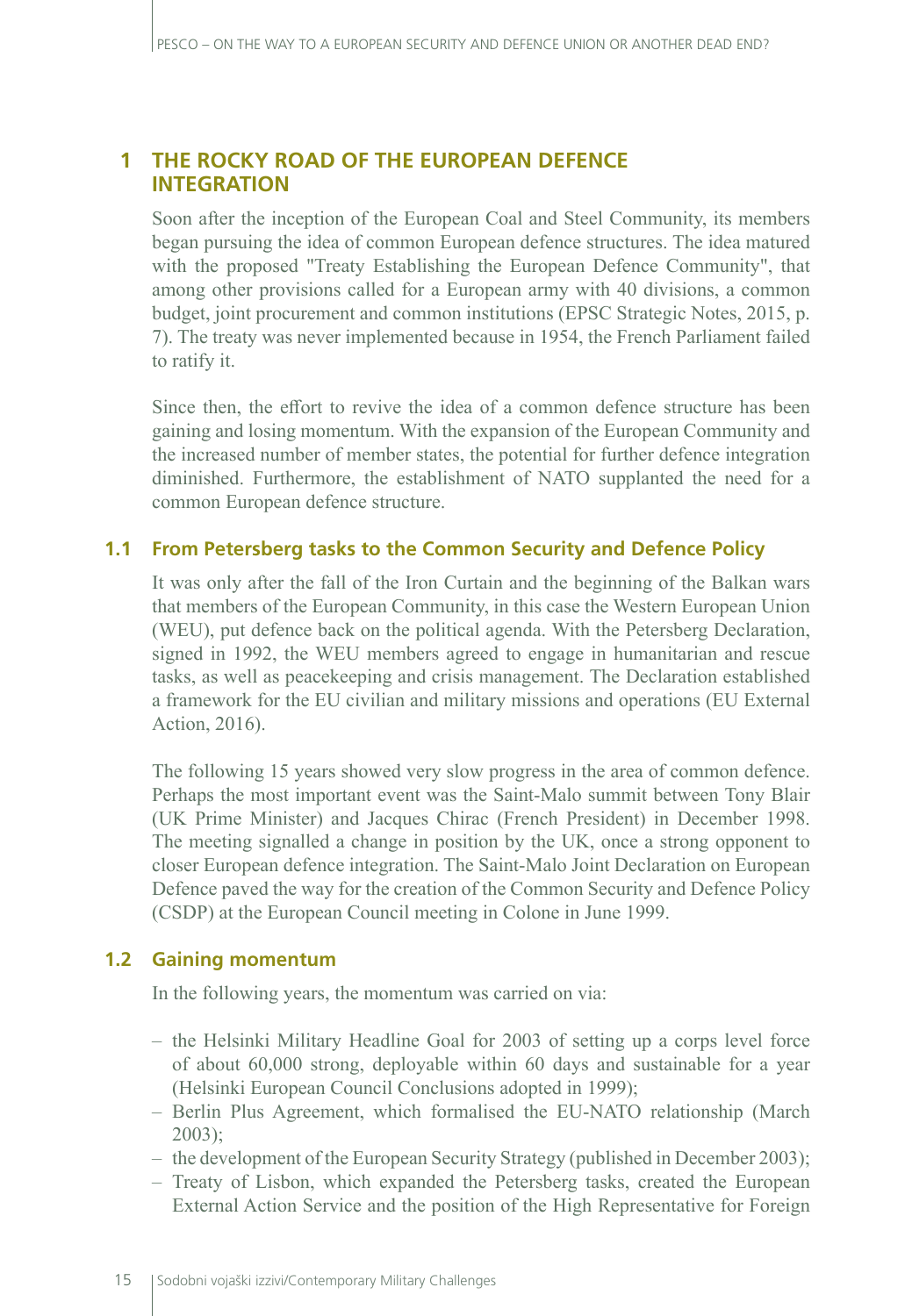# 1 THE ROCKY ROAD OF THE EUROPEAN DEFENCE INTEGRATION

Soon after the inception of the European Coal and Steel Community, its members began pursuing the idea of common European defence structures. The idea matured with the proposed "Treaty Establishing the European Defence Community", that among other provisions called for a European army with 40 divisions, a common budget, joint procurement and common institutions (EPSC Strategic Notes, 2015, p. 7). The treaty was never implemented because in 1954, the French Parliament failed to ratify it.

Since then, the effort to revive the idea of a common defence structure has been gaining and losing momentum. With the expansion of the European Community and the increased number of member states, the potential for further defence integration diminished. Furthermore, the establishment of NATO supplanted the need for a common European defence structure.

## 1.1 From Petersberg tasks to the Common Security and Defence Policy

It was only after the fall of the Iron Curtain and the beginning of the Balkan wars that members of the European Community, in this case the Western European Union (WEU), put defence back on the political agenda. With the Petersberg Declaration, signed in 1992, the WEU members agreed to engage in humanitarian and rescue tasks, as well as peacekeeping and crisis management. The Declaration established a framework for the EU civilian and military missions and operations (EU External Action, 2016).

The following 15 years showed very slow progress in the area of common defence. Perhaps the most important event was the Saint-Malo summit between Tony Blair (UK Prime Minister) and Jacques Chirac (French President) in December 1998. The meeting signalled a change in position by the UK, once a strong opponent to closer European defence integration. The Saint-Malo Joint Declaration on European Defence paved the way for the creation of the Common Security and Defence Policy (CSDP) at the European Council meeting in Colone in June 1999.

## 1.2 Gaining momentum

In the following years, the momentum was carried on via:

- the Helsinki Military Headline Goal for 2003 of setting up a corps level force of about 60,000 strong, deployable within 60 days and sustainable for a year (Helsinki European Council Conclusions adopted in 1999);
- Berlin Plus Agreement, which formalised the EU-NATO relationship (March 2003);
- the development of the European Security Strategy (published in December 2003);
- Treaty of Lisbon, which expanded the Petersberg tasks, created the European External Action Service and the position of the High Representative for Foreign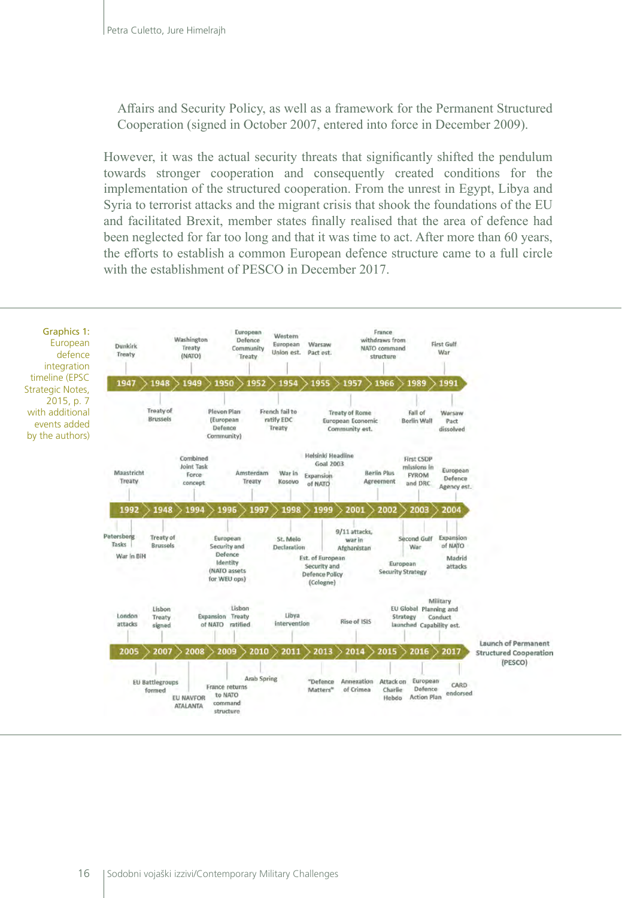Affairs and Security Policy, as well as a framework for the Permanent Structured Cooperation (signed in October 2007, entered into force in December 2009).

However, it was the actual security threats that significantly shifted the pendulum towards stronger cooperation and consequently created conditions for the implementation of the structured cooperation. From the unrest in Egypt, Libya and Syria to terrorist attacks and the migrant crisis that shook the foundations of the EU and facilitated Brexit, member states finally realised that the area of defence had been neglected for far too long and that it was time to act. After more than 60 years, the efforts to establish a common European defence structure came to a full circle with the establishment of PESCO in December 2017.

Graphics 1: European defence integration timeline (EPSC Strategic Notes, 2015, p. 7 with additional events added by the authors)

Dunkirk Treaty
Washington Treaty (NATO)
European Defence Community Treaty
Western European Union est.
Warsaw Pact est.
France withdraws from NATO command structure
First Gulf War

1947 1948 1949 1950 1952 1954 1955 1957 1966 1989 1991

Treaty of Brussels
Pleven Plan (European Defence Community)
French fail to ratify EDC Treaty
Treaty of Rome European Economic Community est.
Fall of Berlin Wall
Warsaw Pact dissolved

Maastricht Treaty
Combined Joint Task Force concept
Amsterdam Treaty
War in Kosovo
Helsinki Headline Goal 2003
Expansion of NATO
Berlin Plus Agreement
First CSDP missions in FYROM and DRC
European Defence Agency est.

1992 1948 1994 1996 1997 1998 1999 2001 2002 2003 2004

Petersberg Tasks
War in BiH
Treaty of Brussels
European Security and Defence Identity (NATO assets for WEU ops)
St. Melo Declaration
Est. of European Security and Defence Policy (Cologne)
9/11 attacks, war in Afghanistan
European Security Strategy
Second Gulf War
Expansion of NATO
Madrid attacks

London attacks
Lisbon Treaty signed
Expansion of NATO
Lisbon Treaty ratified
Libya intervention
Rise of ISIS
EU Global Strategy launched
Military Planning and Conduct Capability est.

2005 2007 2008 2009 2010 2011 2013 2014 2015 2016 2017

Launch of Permanent Structured Cooperation (PESCO)

EU Battlegroups formed
EU NAVFOR ATALANTA
France returns to NATO command structure
Arab Spring
"Defence Matters"
Annexation of Crimea
Attack on Charlie Hebdo
European Defence Action Plan
CARD endorsed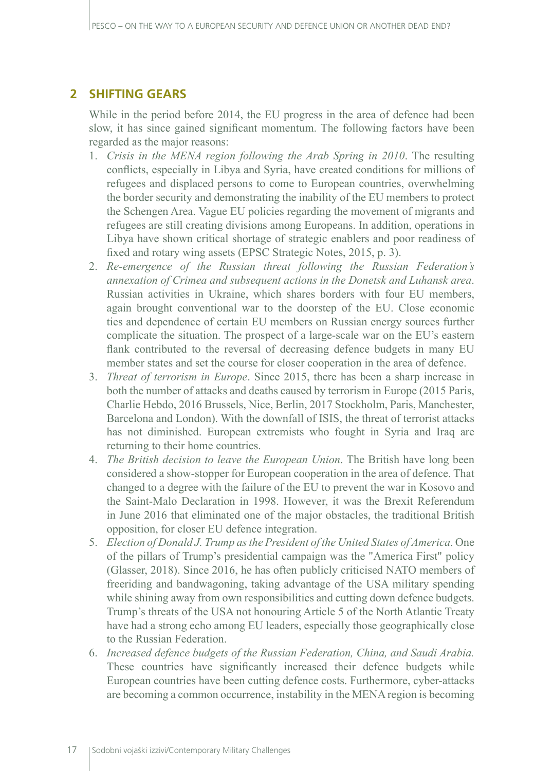## 2 SHIFTING GEARS

While in the period before 2014, the EU progress in the area of defence had been slow, it has since gained significant momentum. The following factors have been regarded as the major reasons:

1. *Crisis in the MENA region following the Arab Spring in 2010*. The resulting conflicts, especially in Libya and Syria, have created conditions for millions of refugees and displaced persons to come to European countries, overwhelming the border security and demonstrating the inability of the EU members to protect the Schengen Area. Vague EU policies regarding the movement of migrants and refugees are still creating divisions among Europeans. In addition, operations in Libya have shown critical shortage of strategic enablers and poor readiness of fixed and rotary wing assets (EPSC Strategic Notes, 2015, p. 3).
2. *Re-emergence of the Russian threat following the Russian Federation's annexation of Crimea and subsequent actions in the Donetsk and Luhansk area*. Russian activities in Ukraine, which shares borders with four EU members, again brought conventional war to the doorstep of the EU. Close economic ties and dependence of certain EU members on Russian energy sources further complicate the situation. The prospect of a large-scale war on the EU's eastern flank contributed to the reversal of decreasing defence budgets in many EU member states and set the course for closer cooperation in the area of defence.
3. *Threat of terrorism in Europe*. Since 2015, there has been a sharp increase in both the number of attacks and deaths caused by terrorism in Europe (2015 Paris, Charlie Hebdo, 2016 Brussels, Nice, Berlin, 2017 Stockholm, Paris, Manchester, Barcelona and London). With the downfall of ISIS, the threat of terrorist attacks has not diminished. European extremists who fought in Syria and Iraq are returning to their home countries.
4. *The British decision to leave the European Union*. The British have long been considered a show-stopper for European cooperation in the area of defence. That changed to a degree with the failure of the EU to prevent the war in Kosovo and the Saint-Malo Declaration in 1998. However, it was the Brexit Referendum in June 2016 that eliminated one of the major obstacles, the traditional British opposition, for closer EU defence integration.
5. *Election of Donald J. Trump as the President of the United States of America*. One of the pillars of Trump's presidential campaign was the "America First" policy (Glasser, 2018). Since 2016, he has often publicly criticised NATO members of freeriding and bandwagoning, taking advantage of the USA military spending while shining away from own responsibilities and cutting down defence budgets. Trump's threats of the USA not honouring Article 5 of the North Atlantic Treaty have had a strong echo among EU leaders, especially those geographically close to the Russian Federation.
6. *Increased defence budgets of the Russian Federation, China, and Saudi Arabia.* These countries have significantly increased their defence budgets while European countries have been cutting defence costs. Furthermore, cyber-attacks are becoming a common occurrence, instability in the MENA region is becoming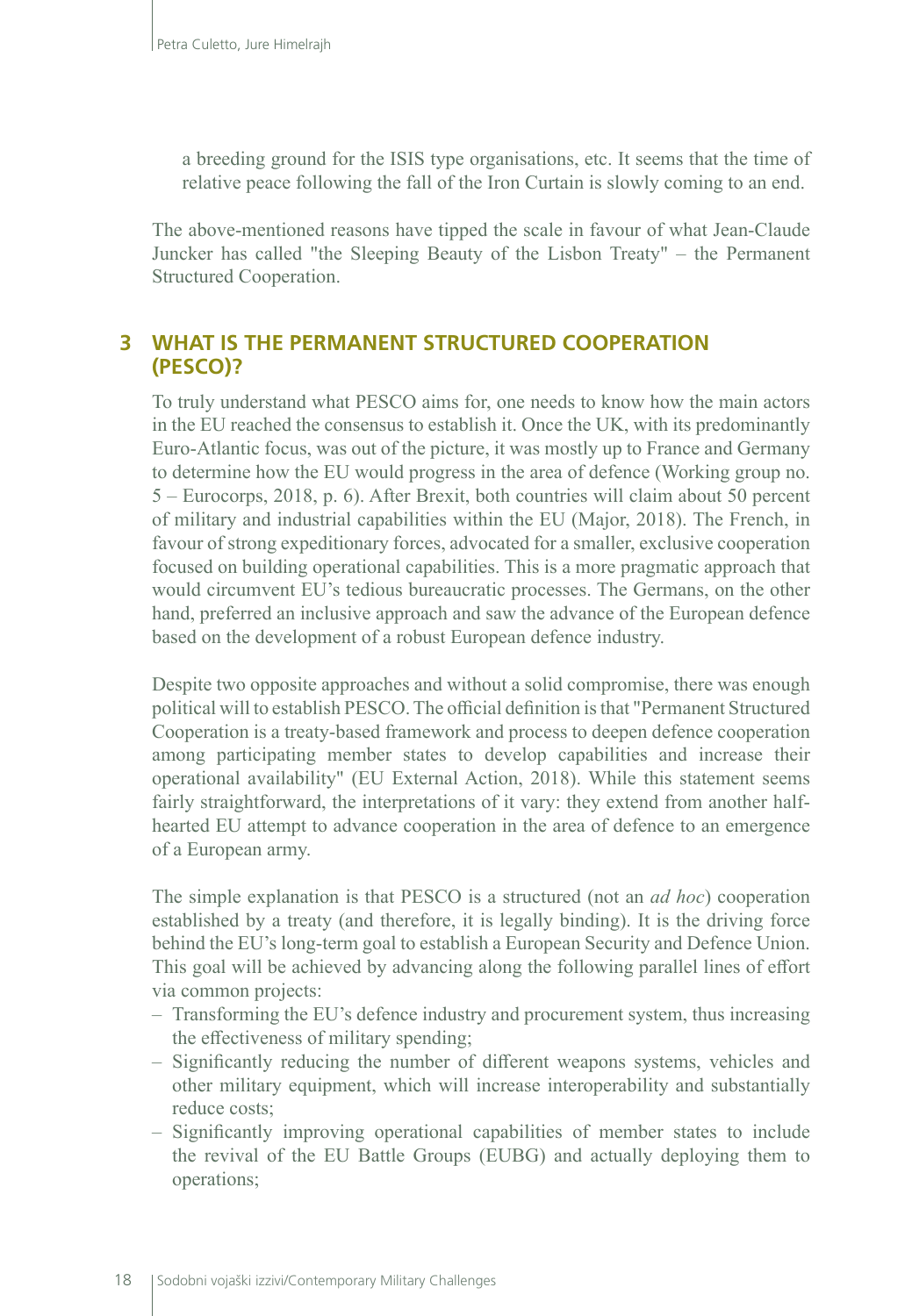a breeding ground for the ISIS type organisations, etc. It seems that the time of relative peace following the fall of the Iron Curtain is slowly coming to an end.

The above-mentioned reasons have tipped the scale in favour of what Jean-Claude Juncker has called "the Sleeping Beauty of the Lisbon Treaty" – the Permanent Structured Cooperation.

## 3 WHAT IS THE PERMANENT STRUCTURED COOPERATION (PESCO)?

To truly understand what PESCO aims for, one needs to know how the main actors in the EU reached the consensus to establish it. Once the UK, with its predominantly Euro-Atlantic focus, was out of the picture, it was mostly up to France and Germany to determine how the EU would progress in the area of defence (Working group no. 5 – Eurocorps, 2018, p. 6). After Brexit, both countries will claim about 50 percent of military and industrial capabilities within the EU (Major, 2018). The French, in favour of strong expeditionary forces, advocated for a smaller, exclusive cooperation focused on building operational capabilities. This is a more pragmatic approach that would circumvent EU's tedious bureaucratic processes. The Germans, on the other hand, preferred an inclusive approach and saw the advance of the European defence based on the development of a robust European defence industry.

Despite two opposite approaches and without a solid compromise, there was enough political will to establish PESCO. The official definition is that "Permanent Structured Cooperation is a treaty-based framework and process to deepen defence cooperation among participating member states to develop capabilities and increase their operational availability" (EU External Action, 2018). While this statement seems fairly straightforward, the interpretations of it vary: they extend from another half-hearted EU attempt to advance cooperation in the area of defence to an emergence of a European army.

The simple explanation is that PESCO is a structured (not an *ad hoc*) cooperation established by a treaty (and therefore, it is legally binding). It is the driving force behind the EU's long-term goal to establish a European Security and Defence Union. This goal will be achieved by advancing along the following parallel lines of effort via common projects:

- Transforming the EU's defence industry and procurement system, thus increasing the effectiveness of military spending;
- Significantly reducing the number of different weapons systems, vehicles and other military equipment, which will increase interoperability and substantially reduce costs;
- Significantly improving operational capabilities of member states to include the revival of the EU Battle Groups (EUBG) and actually deploying them to operations;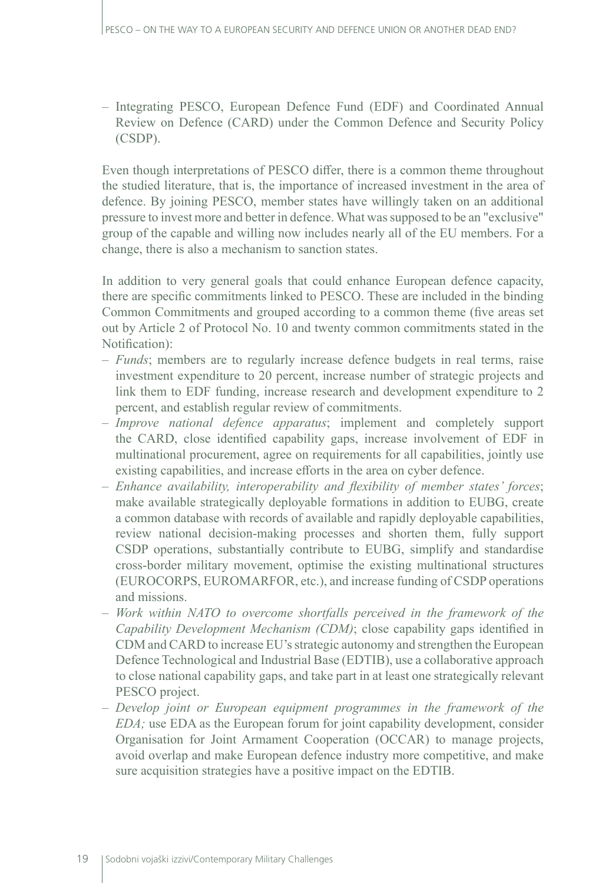– Integrating PESCO, European Defence Fund (EDF) and Coordinated Annual Review on Defence (CARD) under the Common Defence and Security Policy (CSDP).

Even though interpretations of PESCO differ, there is a common theme throughout the studied literature, that is, the importance of increased investment in the area of defence. By joining PESCO, member states have willingly taken on an additional pressure to invest more and better in defence. What was supposed to be an "exclusive" group of the capable and willing now includes nearly all of the EU members. For a change, there is also a mechanism to sanction states.

In addition to very general goals that could enhance European defence capacity, there are specific commitments linked to PESCO. These are included in the binding Common Commitments and grouped according to a common theme (five areas set out by Article 2 of Protocol No. 10 and twenty common commitments stated in the Notification):

– *Funds*; members are to regularly increase defence budgets in real terms, raise investment expenditure to 20 percent, increase number of strategic projects and link them to EDF funding, increase research and development expenditure to 2 percent, and establish regular review of commitments.
– *Improve national defence apparatus*; implement and completely support the CARD, close identified capability gaps, increase involvement of EDF in multinational procurement, agree on requirements for all capabilities, jointly use existing capabilities, and increase efforts in the area on cyber defence.
– *Enhance availability, interoperability and flexibility of member states' forces*; make available strategically deployable formations in addition to EUBG, create a common database with records of available and rapidly deployable capabilities, review national decision-making processes and shorten them, fully support CSDP operations, substantially contribute to EUBG, simplify and standardise cross-border military movement, optimise the existing multinational structures (EUROCORPS, EUROMARFOR, etc.), and increase funding of CSDP operations and missions.
– *Work within NATO to overcome shortfalls perceived in the framework of the Capability Development Mechanism (CDM)*; close capability gaps identified in CDM and CARD to increase EU's strategic autonomy and strengthen the European Defence Technological and Industrial Base (EDTIB), use a collaborative approach to close national capability gaps, and take part in at least one strategically relevant PESCO project.
– *Develop joint or European equipment programmes in the framework of the EDA;* use EDA as the European forum for joint capability development, consider Organisation for Joint Armament Cooperation (OCCAR) to manage projects, avoid overlap and make European defence industry more competitive, and make sure acquisition strategies have a positive impact on the EDTIB.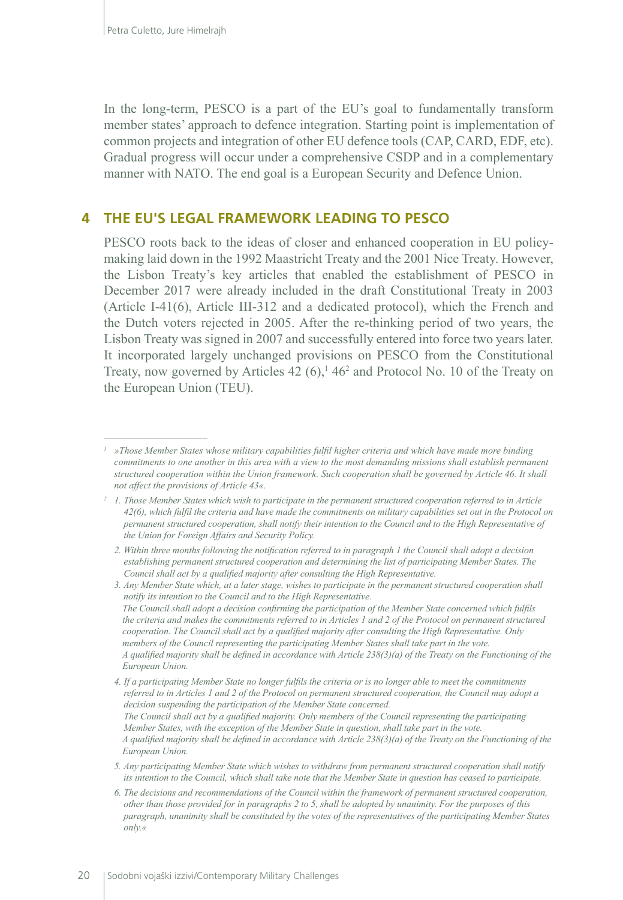In the long-term, PESCO is a part of the EU's goal to fundamentally transform member states' approach to defence integration. Starting point is implementation of common projects and integration of other EU defence tools (CAP, CARD, EDF, etc). Gradual progress will occur under a comprehensive CSDP and in a complementary manner with NATO. The end goal is a European Security and Defence Union.

## 4 THE EU'S LEGAL FRAMEWORK LEADING TO PESCO

PESCO roots back to the ideas of closer and enhanced cooperation in EU policy-making laid down in the 1992 Maastricht Treaty and the 2001 Nice Treaty. However, the Lisbon Treaty's key articles that enabled the establishment of PESCO in December 2017 were already included in the draft Constitutional Treaty in 2003 (Article I-41(6), Article III-312 and a dedicated protocol), which the French and the Dutch voters rejected in 2005. After the re-thinking period of two years, the Lisbon Treaty was signed in 2007 and successfully entered into force two years later. It incorporated largely unchanged provisions on PESCO from the Constitutional Treaty, now governed by Articles 42 (6),[1] 46[2] and Protocol No. 10 of the Treaty on the European Union (TEU).

---

[1] *»Those Member States whose military capabilities fulfil higher criteria and which have made more binding commitments to one another in this area with a view to the most demanding missions shall establish permanent structured cooperation within the Union framework. Such cooperation shall be governed by Article 46. It shall not affect the provisions of Article 43«.*

[2] *1. Those Member States which wish to participate in the permanent structured cooperation referred to in Article 42(6), which fulfil the criteria and have made the commitments on military capabilities set out in the Protocol on permanent structured cooperation, shall notify their intention to the Council and to the High Representative of the Union for Foreign Affairs and Security Policy.*

*2. Within three months following the notification referred to in paragraph 1 the Council shall adopt a decision establishing permanent structured cooperation and determining the list of participating Member States. The Council shall act by a qualified majority after consulting the High Representative.*

*3. Any Member State which, at a later stage, wishes to participate in the permanent structured cooperation shall notify its intention to the Council and to the High Representative.*
*The Council shall adopt a decision confirming the participation of the Member State concerned which fulfils the criteria and makes the commitments referred to in Articles 1 and 2 of the Protocol on permanent structured cooperation. The Council shall act by a qualified majority after consulting the High Representative. Only members of the Council representing the participating Member States shall take part in the vote.*
*A qualified majority shall be defined in accordance with Article 238(3)(a) of the Treaty on the Functioning of the European Union.*

*4. If a participating Member State no longer fulfils the criteria or is no longer able to meet the commitments referred to in Articles 1 and 2 of the Protocol on permanent structured cooperation, the Council may adopt a decision suspending the participation of the Member State concerned.*
*The Council shall act by a qualified majority. Only members of the Council representing the participating Member States, with the exception of the Member State in question, shall take part in the vote.*
*A qualified majority shall be defined in accordance with Article 238(3)(a) of the Treaty on the Functioning of the European Union.*

*5. Any participating Member State which wishes to withdraw from permanent structured cooperation shall notify its intention to the Council, which shall take note that the Member State in question has ceased to participate.*

*6. The decisions and recommendations of the Council within the framework of permanent structured cooperation, other than those provided for in paragraphs 2 to 5, shall be adopted by unanimity. For the purposes of this paragraph, unanimity shall be constituted by the votes of the representatives of the participating Member States only.«*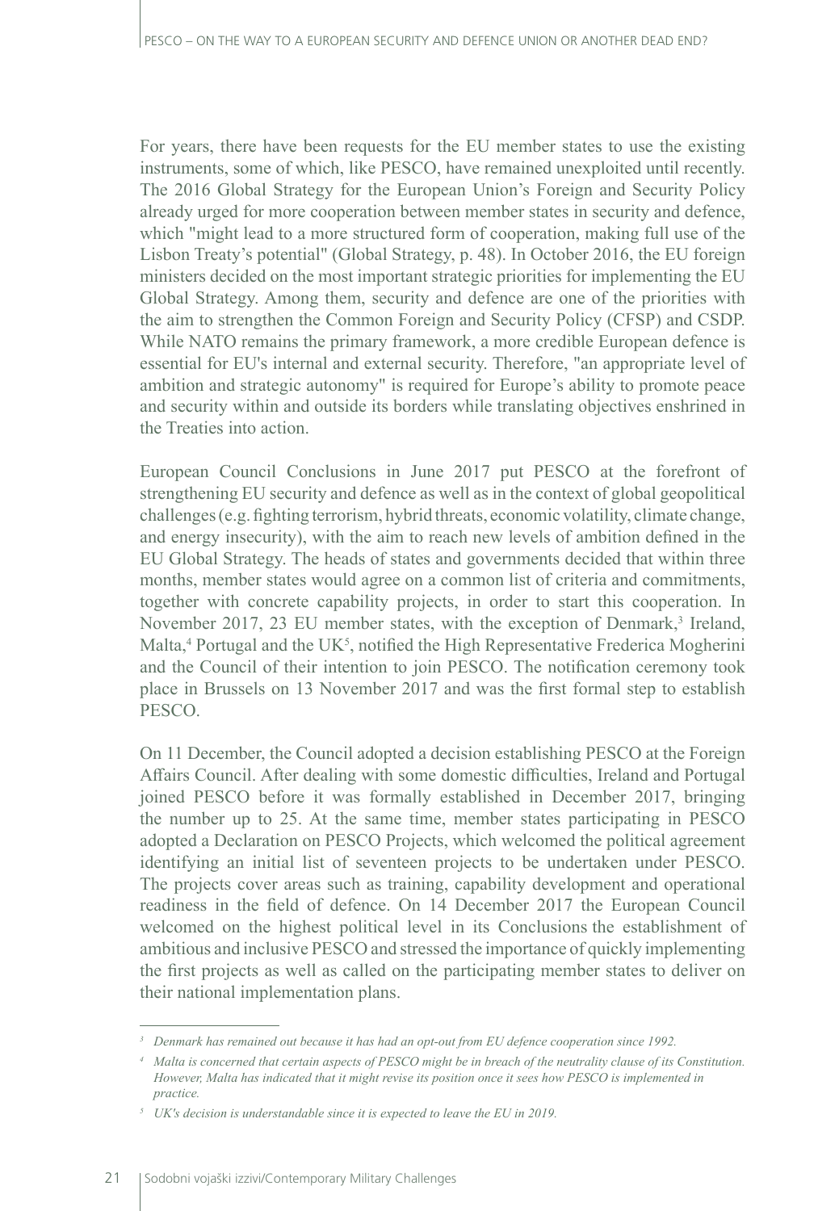For years, there have been requests for the EU member states to use the existing instruments, some of which, like PESCO, have remained unexploited until recently. The 2016 Global Strategy for the European Union's Foreign and Security Policy already urged for more cooperation between member states in security and defence, which "might lead to a more structured form of cooperation, making full use of the Lisbon Treaty's potential" (Global Strategy, p. 48). In October 2016, the EU foreign ministers decided on the most important strategic priorities for implementing the EU Global Strategy. Among them, security and defence are one of the priorities with the aim to strengthen the Common Foreign and Security Policy (CFSP) and CSDP. While NATO remains the primary framework, a more credible European defence is essential for EU's internal and external security. Therefore, "an appropriate level of ambition and strategic autonomy" is required for Europe's ability to promote peace and security within and outside its borders while translating objectives enshrined in the Treaties into action.

European Council Conclusions in June 2017 put PESCO at the forefront of strengthening EU security and defence as well as in the context of global geopolitical challenges (e.g. fighting terrorism, hybrid threats, economic volatility, climate change, and energy insecurity), with the aim to reach new levels of ambition defined in the EU Global Strategy. The heads of states and governments decided that within three months, member states would agree on a common list of criteria and commitments, together with concrete capability projects, in order to start this cooperation. In November 2017, 23 EU member states, with the exception of Denmark,[3] Ireland, Malta,[4] Portugal and the UK[5], notified the High Representative Frederica Mogherini and the Council of their intention to join PESCO. The notification ceremony took place in Brussels on 13 November 2017 and was the first formal step to establish PESCO.

On 11 December, the Council adopted a decision establishing PESCO at the Foreign Affairs Council. After dealing with some domestic difficulties, Ireland and Portugal joined PESCO before it was formally established in December 2017, bringing the number up to 25. At the same time, member states participating in PESCO adopted a Declaration on PESCO Projects, which welcomed the political agreement identifying an initial list of seventeen projects to be undertaken under PESCO. The projects cover areas such as training, capability development and operational readiness in the field of defence. On 14 December 2017 the European Council welcomed on the highest political level in its Conclusions the establishment of ambitious and inclusive PESCO and stressed the importance of quickly implementing the first projects as well as called on the participating member states to deliver on their national implementation plans.

---

[3] *Denmark has remained out because it has had an opt-out from EU defence cooperation since 1992.*

[4] *Malta is concerned that certain aspects of PESCO might be in breach of the neutrality clause of its Constitution. However, Malta has indicated that it might revise its position once it sees how PESCO is implemented in practice.*

[5] *UK's decision is understandable since it is expected to leave the EU in 2019.*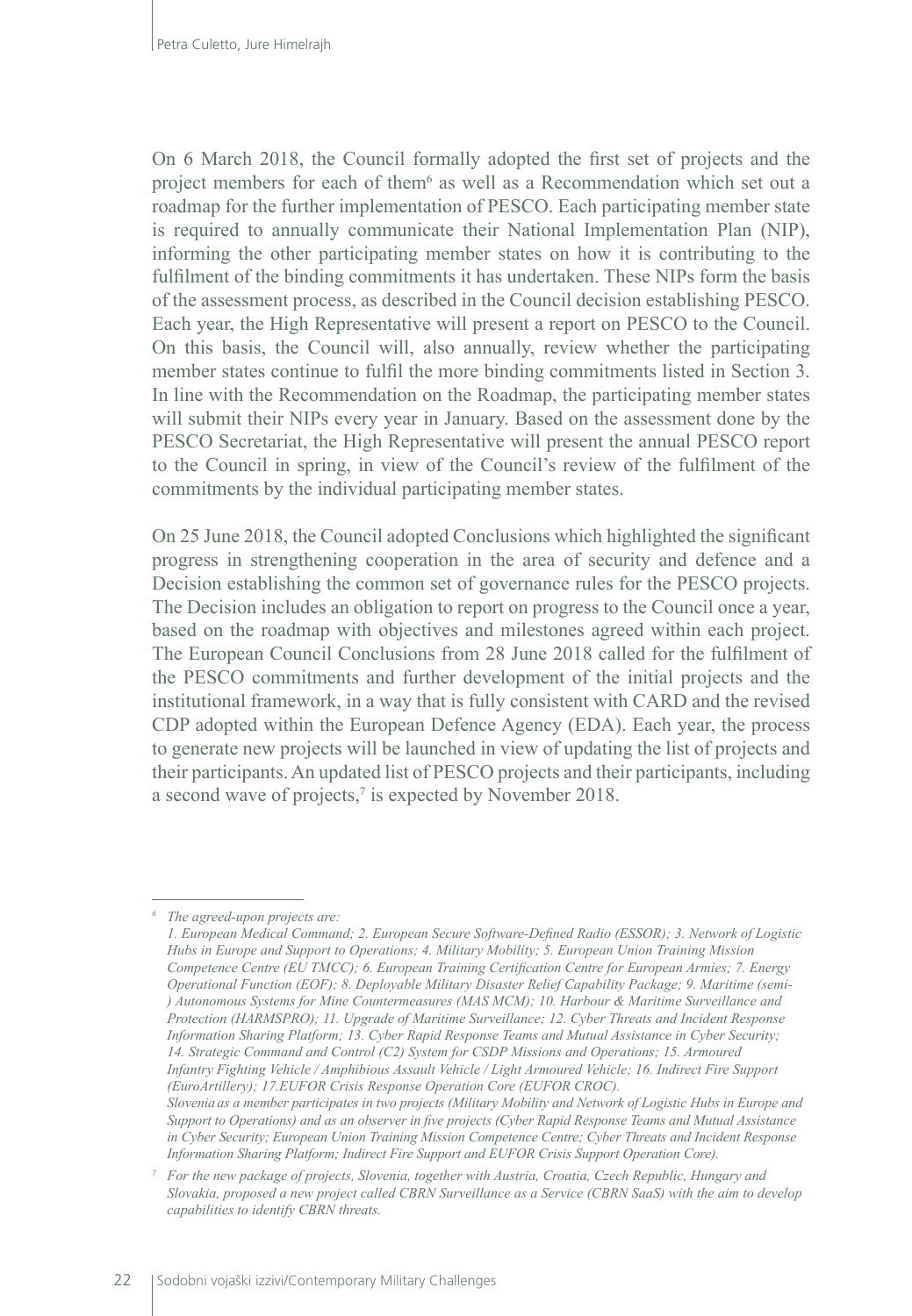On 6 March 2018, the Council formally adopted the first set of projects and the project members for each of them[6] as well as a Recommendation which set out a roadmap for the further implementation of PESCO. Each participating member state is required to annually communicate their National Implementation Plan (NIP), informing the other participating member states on how it is contributing to the fulfilment of the binding commitments it has undertaken. These NIPs form the basis of the assessment process, as described in the Council decision establishing PESCO. Each year, the High Representative will present a report on PESCO to the Council. On this basis, the Council will, also annually, review whether the participating member states continue to fulfil the more binding commitments listed in Section 3. In line with the Recommendation on the Roadmap, the participating member states will submit their NIPs every year in January. Based on the assessment done by the PESCO Secretariat, the High Representative will present the annual PESCO report to the Council in spring, in view of the Council's review of the fulfilment of the commitments by the individual participating member states.

On 25 June 2018, the Council adopted Conclusions which highlighted the significant progress in strengthening cooperation in the area of security and defence and a Decision establishing the common set of governance rules for the PESCO projects. The Decision includes an obligation to report on progress to the Council once a year, based on the roadmap with objectives and milestones agreed within each project. The European Council Conclusions from 28 June 2018 called for the fulfilment of the PESCO commitments and further development of the initial projects and the institutional framework, in a way that is fully consistent with CARD and the revised CDP adopted within the European Defence Agency (EDA). Each year, the process to generate new projects will be launched in view of updating the list of projects and their participants. An updated list of PESCO projects and their participants, including a second wave of projects,[7] is expected by November 2018.

---

[6] *The agreed-upon projects are:*
*1. European Medical Command; 2. European Secure Software-Defined Radio (ESSOR); 3. Network of Logistic Hubs in Europe and Support to Operations; 4. Military Mobility; 5. European Union Training Mission Competence Centre (EU TMCC); 6. European Training Certification Centre for European Armies; 7. Energy Operational Function (EOF); 8. Deployable Military Disaster Relief Capability Package; 9. Maritime (semi-) Autonomous Systems for Mine Countermeasures (MAS MCM); 10. Harbour & Maritime Surveillance and Protection (HARMSPRO); 11. Upgrade of Maritime Surveillance; 12. Cyber Threats and Incident Response Information Sharing Platform; 13. Cyber Rapid Response Teams and Mutual Assistance in Cyber Security; 14. Strategic Command and Control (C2) System for CSDP Missions and Operations; 15. Armoured Infantry Fighting Vehicle / Amphibious Assault Vehicle / Light Armoured Vehicle; 16. Indirect Fire Support (EuroArtillery); 17.EUFOR Crisis Response Operation Core (EUFOR CROC).*
*Slovenia as a member participates in two projects (Military Mobility and Network of Logistic Hubs in Europe and Support to Operations) and as an observer in five projects (Cyber Rapid Response Teams and Mutual Assistance in Cyber Security; European Union Training Mission Competence Centre; Cyber Threats and Incident Response Information Sharing Platform; Indirect Fire Support and EUFOR Crisis Support Operation Core).*

[7] *For the new package of projects, Slovenia, together with Austria, Croatia, Czech Republic, Hungary and Slovakia, proposed a new project called CBRN Surveillance as a Service (CBRN SaaS) with the aim to develop capabilities to identify CBRN threats.*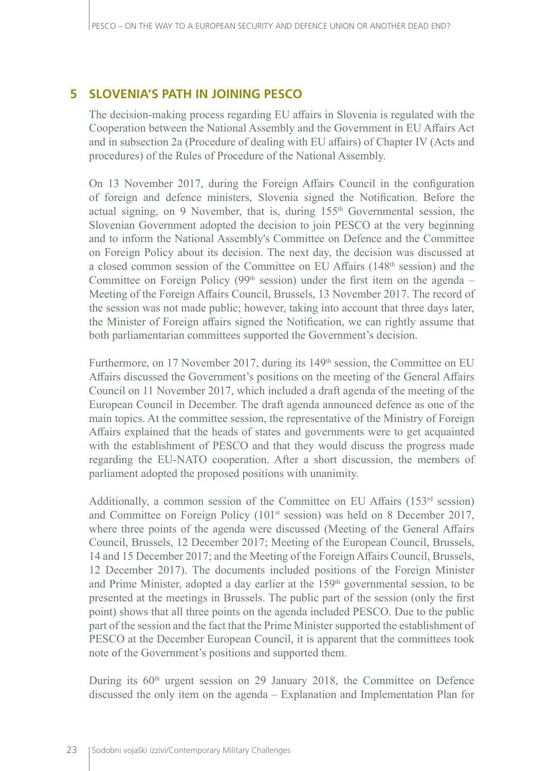## 5 SLOVENIA'S PATH IN JOINING PESCO

The decision-making process regarding EU affairs in Slovenia is regulated with the Cooperation between the National Assembly and the Government in EU Affairs Act and in subsection 2a (Procedure of dealing with EU affairs) of Chapter IV (Acts and procedures) of the Rules of Procedure of the National Assembly.

On 13 November 2017, during the Foreign Affairs Council in the configuration of foreign and defence ministers, Slovenia signed the Notification. Before the actual signing, on 9 November, that is, during 155th Governmental session, the Slovenian Government adopted the decision to join PESCO at the very beginning and to inform the National Assembly's Committee on Defence and the Committee on Foreign Policy about its decision. The next day, the decision was discussed at a closed common session of the Committee on EU Affairs (148th session) and the Committee on Foreign Policy (99th session) under the first item on the agenda – Meeting of the Foreign Affairs Council, Brussels, 13 November 2017. The record of the session was not made public; however, taking into account that three days later, the Minister of Foreign affairs signed the Notification, we can rightly assume that both parliamentarian committees supported the Government's decision.

Furthermore, on 17 November 2017, during its 149th session, the Committee on EU Affairs discussed the Government's positions on the meeting of the General Affairs Council on 11 November 2017, which included a draft agenda of the meeting of the European Council in December. The draft agenda announced defence as one of the main topics. At the committee session, the representative of the Ministry of Foreign Affairs explained that the heads of states and governments were to get acquainted with the establishment of PESCO and that they would discuss the progress made regarding the EU-NATO cooperation. After a short discussion, the members of parliament adopted the proposed positions with unanimity.

Additionally, a common session of the Committee on EU Affairs (153rd session) and Committee on Foreign Policy (101st session) was held on 8 December 2017, where three points of the agenda were discussed (Meeting of the General Affairs Council, Brussels, 12 December 2017; Meeting of the European Council, Brussels, 14 and 15 December 2017; and the Meeting of the Foreign Affairs Council, Brussels, 12 December 2017). The documents included positions of the Foreign Minister and Prime Minister, adopted a day earlier at the 159th governmental session, to be presented at the meetings in Brussels. The public part of the session (only the first point) shows that all three points on the agenda included PESCO. Due to the public part of the session and the fact that the Prime Minister supported the establishment of PESCO at the December European Council, it is apparent that the committees took note of the Government's positions and supported them.

During its 60th urgent session on 29 January 2018, the Committee on Defence discussed the only item on the agenda – Explanation and Implementation Plan for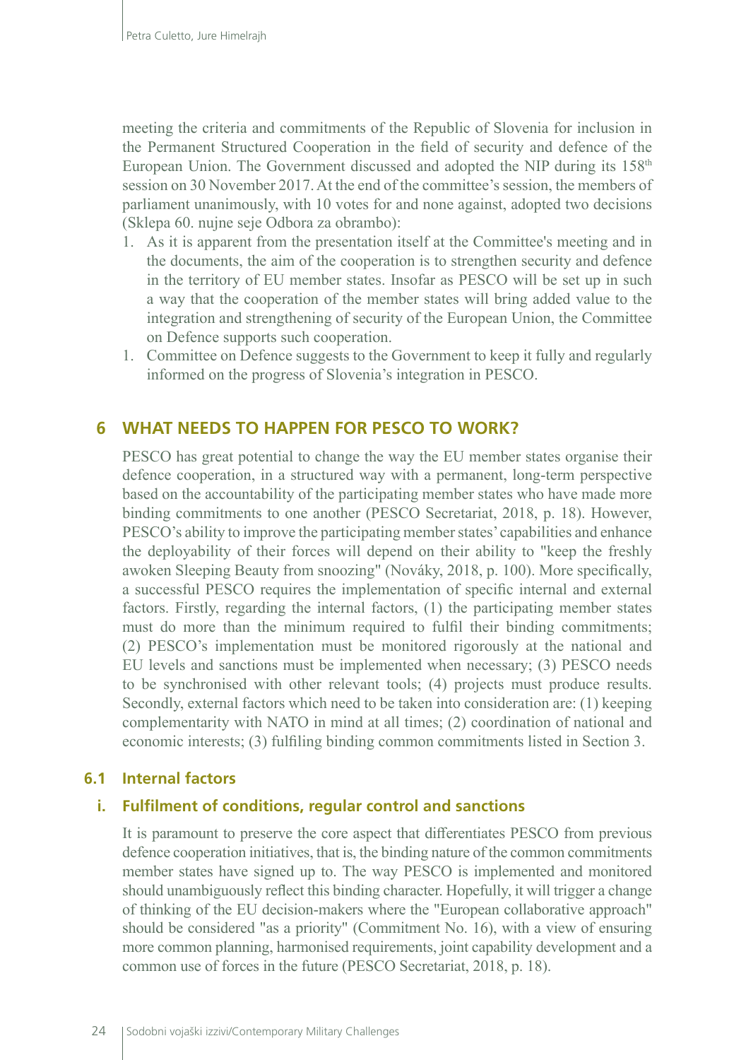meeting the criteria and commitments of the Republic of Slovenia for inclusion in the Permanent Structured Cooperation in the field of security and defence of the European Union. The Government discussed and adopted the NIP during its 158th session on 30 November 2017. At the end of the committee's session, the members of parliament unanimously, with 10 votes for and none against, adopted two decisions (Sklepa 60. nujne seje Odbora za obrambo):

1. As it is apparent from the presentation itself at the Committee's meeting and in the documents, the aim of the cooperation is to strengthen security and defence in the territory of EU member states. Insofar as PESCO will be set up in such a way that the cooperation of the member states will bring added value to the integration and strengthening of security of the European Union, the Committee on Defence supports such cooperation.
1. Committee on Defence suggests to the Government to keep it fully and regularly informed on the progress of Slovenia's integration in PESCO.

## 6 WHAT NEEDS TO HAPPEN FOR PESCO TO WORK?

PESCO has great potential to change the way the EU member states organise their defence cooperation, in a structured way with a permanent, long-term perspective based on the accountability of the participating member states who have made more binding commitments to one another (PESCO Secretariat, 2018, p. 18). However, PESCO's ability to improve the participating member states' capabilities and enhance the deployability of their forces will depend on their ability to "keep the freshly awoken Sleeping Beauty from snoozing" (Nováky, 2018, p. 100). More specifically, a successful PESCO requires the implementation of specific internal and external factors. Firstly, regarding the internal factors, (1) the participating member states must do more than the minimum required to fulfil their binding commitments; (2) PESCO's implementation must be monitored rigorously at the national and EU levels and sanctions must be implemented when necessary; (3) PESCO needs to be synchronised with other relevant tools; (4) projects must produce results. Secondly, external factors which need to be taken into consideration are: (1) keeping complementarity with NATO in mind at all times; (2) coordination of national and economic interests; (3) fulfiling binding common commitments listed in Section 3.

### 6.1 Internal factors

#### i. Fulfilment of conditions, regular control and sanctions

It is paramount to preserve the core aspect that differentiates PESCO from previous defence cooperation initiatives, that is, the binding nature of the common commitments member states have signed up to. The way PESCO is implemented and monitored should unambiguously reflect this binding character. Hopefully, it will trigger a change of thinking of the EU decision-makers where the "European collaborative approach" should be considered "as a priority" (Commitment No. 16), with a view of ensuring more common planning, harmonised requirements, joint capability development and a common use of forces in the future (PESCO Secretariat, 2018, p. 18).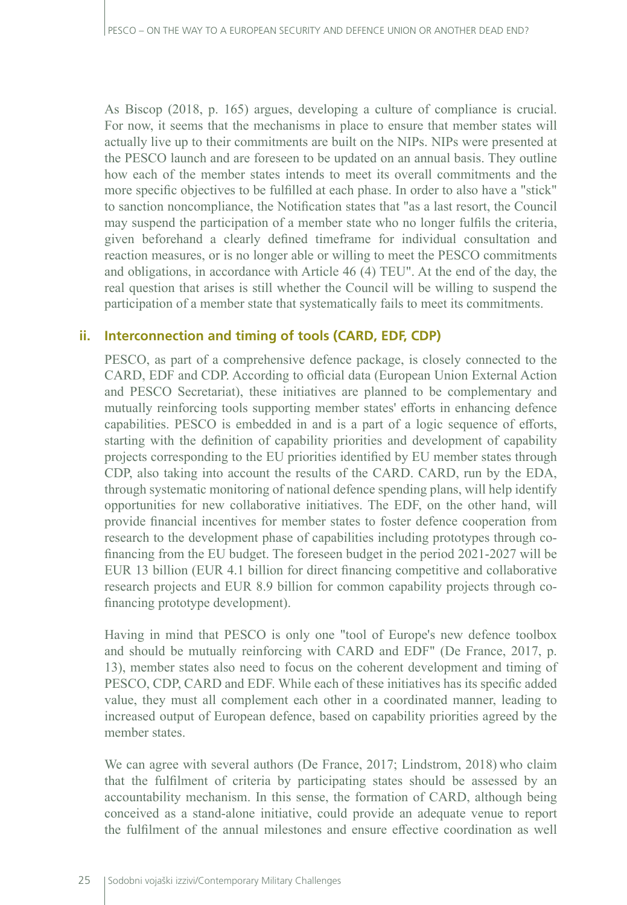As Biscop (2018, p. 165) argues, developing a culture of compliance is crucial. For now, it seems that the mechanisms in place to ensure that member states will actually live up to their commitments are built on the NIPs. NIPs were presented at the PESCO launch and are foreseen to be updated on an annual basis. They outline how each of the member states intends to meet its overall commitments and the more specific objectives to be fulfilled at each phase. In order to also have a "stick" to sanction noncompliance, the Notification states that "as a last resort, the Council may suspend the participation of a member state who no longer fulfils the criteria, given beforehand a clearly defined timeframe for individual consultation and reaction measures, or is no longer able or willing to meet the PESCO commitments and obligations, in accordance with Article 46 (4) TEU". At the end of the day, the real question that arises is still whether the Council will be willing to suspend the participation of a member state that systematically fails to meet its commitments.

### ii. Interconnection and timing of tools (CARD, EDF, CDP)

PESCO, as part of a comprehensive defence package, is closely connected to the CARD, EDF and CDP. According to official data (European Union External Action and PESCO Secretariat), these initiatives are planned to be complementary and mutually reinforcing tools supporting member states' efforts in enhancing defence capabilities. PESCO is embedded in and is a part of a logic sequence of efforts, starting with the definition of capability priorities and development of capability projects corresponding to the EU priorities identified by EU member states through CDP, also taking into account the results of the CARD. CARD, run by the EDA, through systematic monitoring of national defence spending plans, will help identify opportunities for new collaborative initiatives. The EDF, on the other hand, will provide financial incentives for member states to foster defence cooperation from research to the development phase of capabilities including prototypes through co-financing from the EU budget. The foreseen budget in the period 2021-2027 will be EUR 13 billion (EUR 4.1 billion for direct financing competitive and collaborative research projects and EUR 8.9 billion for common capability projects through co-financing prototype development).

Having in mind that PESCO is only one "tool of Europe's new defence toolbox and should be mutually reinforcing with CARD and EDF" (De France, 2017, p. 13), member states also need to focus on the coherent development and timing of PESCO, CDP, CARD and EDF. While each of these initiatives has its specific added value, they must all complement each other in a coordinated manner, leading to increased output of European defence, based on capability priorities agreed by the member states.

We can agree with several authors (De France, 2017; Lindstrom, 2018) who claim that the fulfilment of criteria by participating states should be assessed by an accountability mechanism. In this sense, the formation of CARD, although being conceived as a stand-alone initiative, could provide an adequate venue to report the fulfilment of the annual milestones and ensure effective coordination as well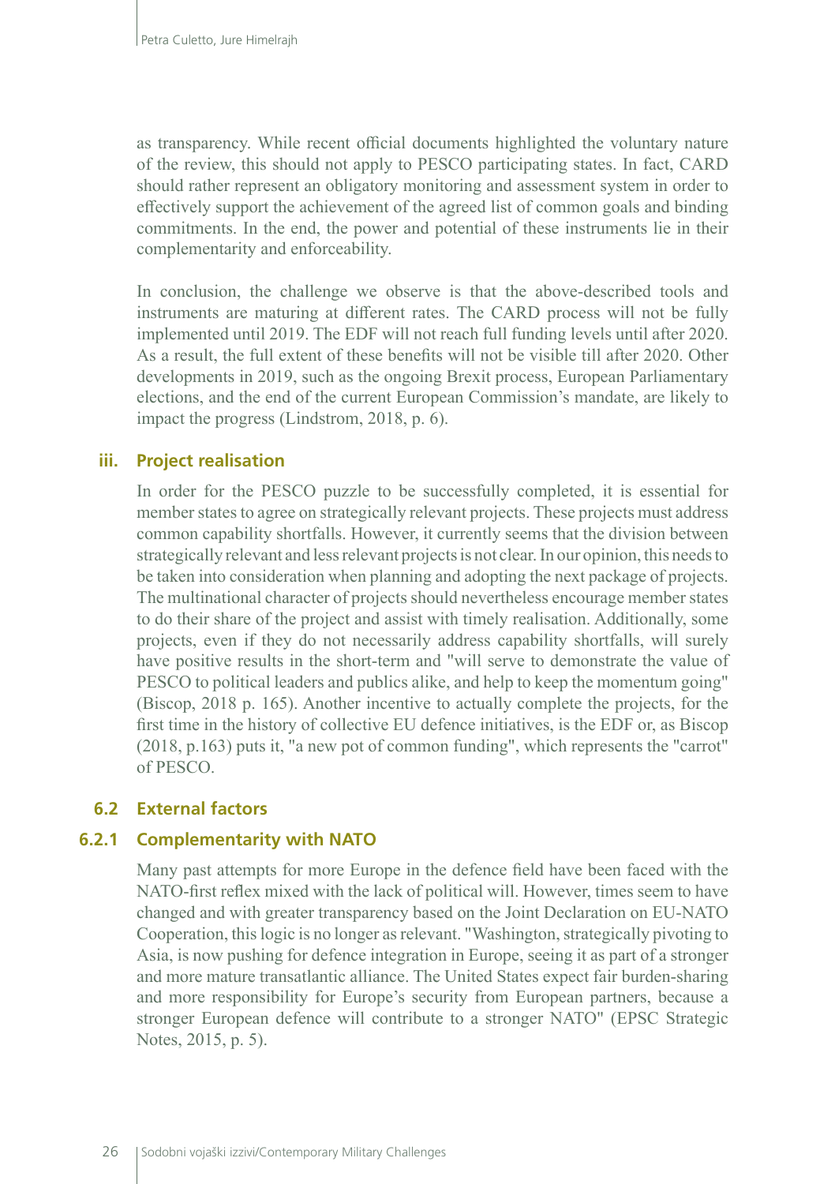as transparency. While recent official documents highlighted the voluntary nature of the review, this should not apply to PESCO participating states. In fact, CARD should rather represent an obligatory monitoring and assessment system in order to effectively support the achievement of the agreed list of common goals and binding commitments. In the end, the power and potential of these instruments lie in their complementarity and enforceability.

In conclusion, the challenge we observe is that the above-described tools and instruments are maturing at different rates. The CARD process will not be fully implemented until 2019. The EDF will not reach full funding levels until after 2020. As a result, the full extent of these benefits will not be visible till after 2020. Other developments in 2019, such as the ongoing Brexit process, European Parliamentary elections, and the end of the current European Commission's mandate, are likely to impact the progress (Lindstrom, 2018, p. 6).

#### iii. Project realisation

In order for the PESCO puzzle to be successfully completed, it is essential for member states to agree on strategically relevant projects. These projects must address common capability shortfalls. However, it currently seems that the division between strategically relevant and less relevant projects is not clear. In our opinion, this needs to be taken into consideration when planning and adopting the next package of projects. The multinational character of projects should nevertheless encourage member states to do their share of the project and assist with timely realisation. Additionally, some projects, even if they do not necessarily address capability shortfalls, will surely have positive results in the short-term and "will serve to demonstrate the value of PESCO to political leaders and publics alike, and help to keep the momentum going" (Biscop, 2018 p. 165). Another incentive to actually complete the projects, for the first time in the history of collective EU defence initiatives, is the EDF or, as Biscop (2018, p.163) puts it, "a new pot of common funding", which represents the "carrot" of PESCO.

## 6.2 External factors

### 6.2.1 Complementarity with NATO

Many past attempts for more Europe in the defence field have been faced with the NATO-first reflex mixed with the lack of political will. However, times seem to have changed and with greater transparency based on the Joint Declaration on EU-NATO Cooperation, this logic is no longer as relevant. "Washington, strategically pivoting to Asia, is now pushing for defence integration in Europe, seeing it as part of a stronger and more mature transatlantic alliance. The United States expect fair burden-sharing and more responsibility for Europe's security from European partners, because a stronger European defence will contribute to a stronger NATO" (EPSC Strategic Notes, 2015, p. 5).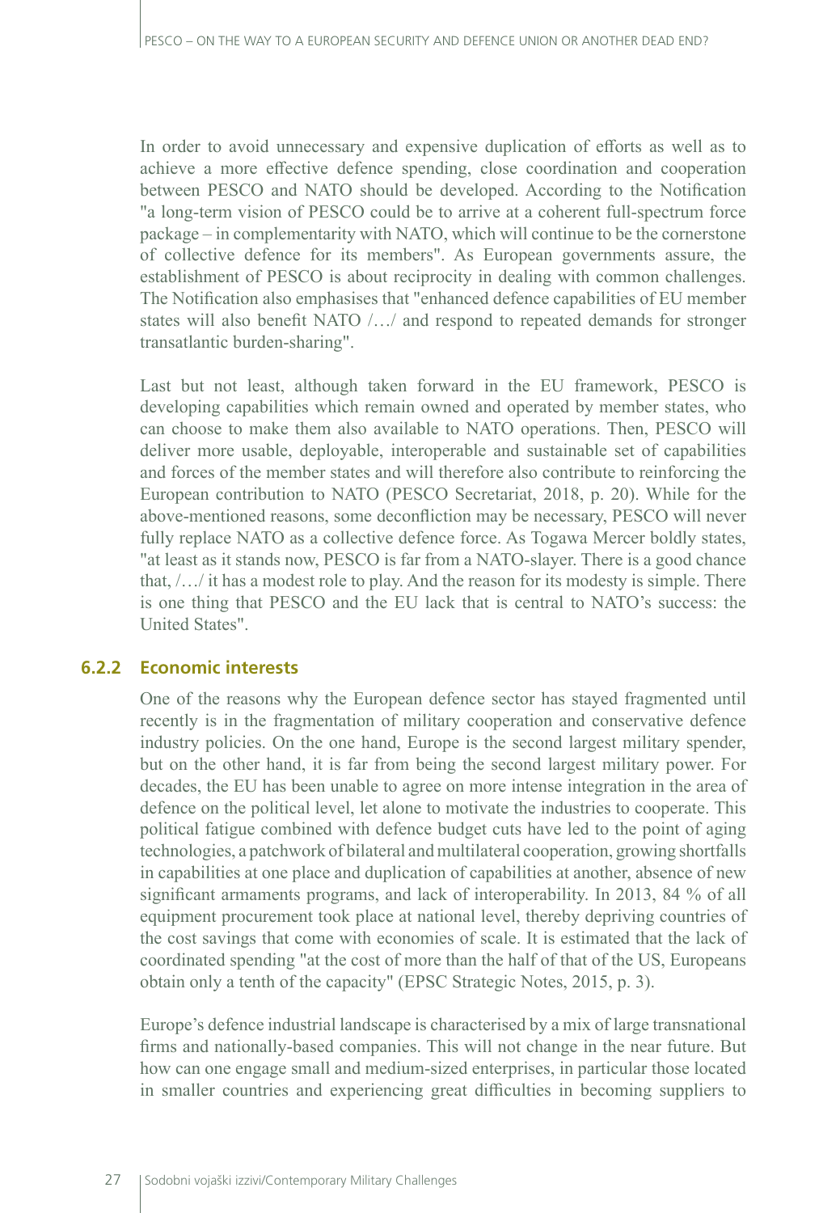In order to avoid unnecessary and expensive duplication of efforts as well as to achieve a more effective defence spending, close coordination and cooperation between PESCO and NATO should be developed. According to the Notification "a long-term vision of PESCO could be to arrive at a coherent full-spectrum force package – in complementarity with NATO, which will continue to be the cornerstone of collective defence for its members". As European governments assure, the establishment of PESCO is about reciprocity in dealing with common challenges. The Notification also emphasises that "enhanced defence capabilities of EU member states will also benefit NATO /…/ and respond to repeated demands for stronger transatlantic burden-sharing".

Last but not least, although taken forward in the EU framework, PESCO is developing capabilities which remain owned and operated by member states, who can choose to make them also available to NATO operations. Then, PESCO will deliver more usable, deployable, interoperable and sustainable set of capabilities and forces of the member states and will therefore also contribute to reinforcing the European contribution to NATO (PESCO Secretariat, 2018, p. 20). While for the above-mentioned reasons, some deconfliction may be necessary, PESCO will never fully replace NATO as a collective defence force. As Togawa Mercer boldly states, "at least as it stands now, PESCO is far from a NATO-slayer. There is a good chance that, /…/ it has a modest role to play. And the reason for its modesty is simple. There is one thing that PESCO and the EU lack that is central to NATO's success: the United States".

### 6.2.2 Economic interests

One of the reasons why the European defence sector has stayed fragmented until recently is in the fragmentation of military cooperation and conservative defence industry policies. On the one hand, Europe is the second largest military spender, but on the other hand, it is far from being the second largest military power. For decades, the EU has been unable to agree on more intense integration in the area of defence on the political level, let alone to motivate the industries to cooperate. This political fatigue combined with defence budget cuts have led to the point of aging technologies, a patchwork of bilateral and multilateral cooperation, growing shortfalls in capabilities at one place and duplication of capabilities at another, absence of new significant armaments programs, and lack of interoperability. In 2013, 84 % of all equipment procurement took place at national level, thereby depriving countries of the cost savings that come with economies of scale. It is estimated that the lack of coordinated spending "at the cost of more than the half of that of the US, Europeans obtain only a tenth of the capacity" (EPSC Strategic Notes, 2015, p. 3).

Europe's defence industrial landscape is characterised by a mix of large transnational firms and nationally-based companies. This will not change in the near future. But how can one engage small and medium-sized enterprises, in particular those located in smaller countries and experiencing great difficulties in becoming suppliers to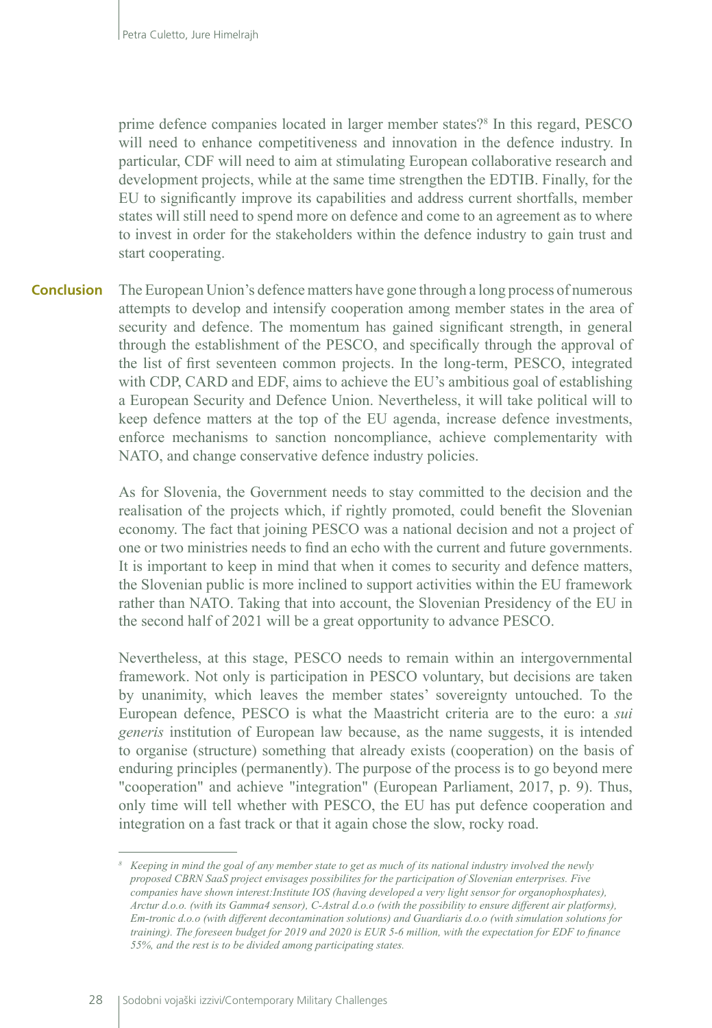prime defence companies located in larger member states?[8] In this regard, PESCO will need to enhance competitiveness and innovation in the defence industry. In particular, CDF will need to aim at stimulating European collaborative research and development projects, while at the same time strengthen the EDTIB. Finally, for the EU to significantly improve its capabilities and address current shortfalls, member states will still need to spend more on defence and come to an agreement as to where to invest in order for the stakeholders within the defence industry to gain trust and start cooperating.

## Conclusion

The European Union's defence matters have gone through a long process of numerous attempts to develop and intensify cooperation among member states in the area of security and defence. The momentum has gained significant strength, in general through the establishment of the PESCO, and specifically through the approval of the list of first seventeen common projects. In the long-term, PESCO, integrated with CDP, CARD and EDF, aims to achieve the EU's ambitious goal of establishing a European Security and Defence Union. Nevertheless, it will take political will to keep defence matters at the top of the EU agenda, increase defence investments, enforce mechanisms to sanction noncompliance, achieve complementarity with NATO, and change conservative defence industry policies.

As for Slovenia, the Government needs to stay committed to the decision and the realisation of the projects which, if rightly promoted, could benefit the Slovenian economy. The fact that joining PESCO was a national decision and not a project of one or two ministries needs to find an echo with the current and future governments. It is important to keep in mind that when it comes to security and defence matters, the Slovenian public is more inclined to support activities within the EU framework rather than NATO. Taking that into account, the Slovenian Presidency of the EU in the second half of 2021 will be a great opportunity to advance PESCO.

Nevertheless, at this stage, PESCO needs to remain within an intergovernmental framework. Not only is participation in PESCO voluntary, but decisions are taken by unanimity, which leaves the member states' sovereignty untouched. To the European defence, PESCO is what the Maastricht criteria are to the euro: a *sui generis* institution of European law because, as the name suggests, it is intended to organise (structure) something that already exists (cooperation) on the basis of enduring principles (permanently). The purpose of the process is to go beyond mere "cooperation" and achieve "integration" (European Parliament, 2017, p. 9). Thus, only time will tell whether with PESCO, the EU has put defence cooperation and integration on a fast track or that it again chose the slow, rocky road.

---

[8] *Keeping in mind the goal of any member state to get as much of its national industry involved the newly proposed CBRN SaaS project envisages possibilites for the participation of Slovenian enterprises. Five companies have shown interest:Institute IOS (having developed a very light sensor for organophosphates), Arctur d.o.o. (with its Gamma4 sensor), C-Astral d.o.o (with the possibility to ensure different air platforms), Em-tronic d.o.o (with different decontamination solutions) and Guardiaris d.o.o (with simulation solutions for training). The foreseen budget for 2019 and 2020 is EUR 5-6 million, with the expectation for EDF to finance 55%, and the rest is to be divided among participating states.*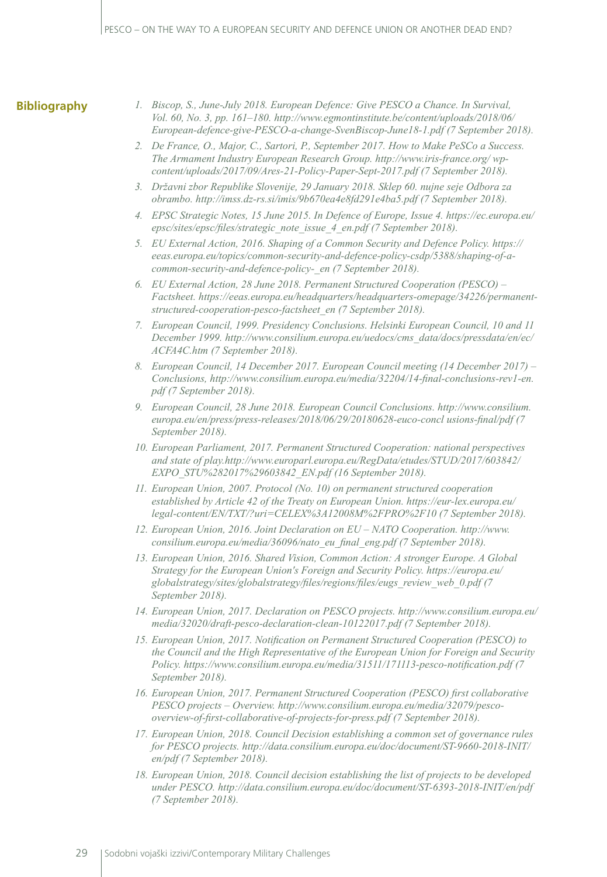## Bibliography

1. *Biscop, S., June-July 2018. European Defence: Give PESCO a Chance. In Survival, Vol. 60, No. 3, pp. 161–180. http://www.egmontinstitute.be/content/uploads/2018/06/European-defence-give-PESCO-a-change-SvenBiscop-June18-1.pdf (7 September 2018).*
2. *De France, O., Major, C., Sartori, P., September 2017. How to Make PeSCo a Success. The Armament Industry European Research Group. http://www.iris-france.org/ wp-content/uploads/2017/09/Ares-21-Policy-Paper-Sept-2017.pdf (7 September 2018).*
3. *Državni zbor Republike Slovenije, 29 January 2018. Sklep 60. nujne seje Odbora za obrambo. http://imss.dz-rs.si/imis/9b670ea4e8fd291e4ba5.pdf (7 September 2018).*
4. *EPSC Strategic Notes, 15 June 2015. In Defence of Europe, Issue 4. https://ec.europa.eu/epsc/sites/epsc/files/strategic_note_issue_4_en.pdf (7 September 2018).*
5. *EU External Action, 2016. Shaping of a Common Security and Defence Policy. https://eeas.europa.eu/topics/common-security-and-defence-policy-csdp/5388/shaping-of-a-common-security-and-defence-policy-_en (7 September 2018).*
6. *EU External Action, 28 June 2018. Permanent Structured Cooperation (PESCO) – Factsheet. https://eeas.europa.eu/headquarters/headquarters-omepage/34226/permanent-structured-cooperation-pesco-factsheet_en (7 September 2018).*
7. *European Council, 1999. Presidency Conclusions. Helsinki European Council, 10 and 11 December 1999. http://www.consilium.europa.eu/uedocs/cms_data/docs/pressdata/en/ec/ACFA4C.htm (7 September 2018).*
8. *European Council, 14 December 2017. European Council meeting (14 December 2017) – Conclusions, http://www.consilium.europa.eu/media/32204/14-final-conclusions-rev1-en.pdf (7 September 2018).*
9. *European Council, 28 June 2018. European Council Conclusions. http://www.consilium.europa.eu/en/press/press-releases/2018/06/29/20180628-euco-concl usions-final/pdf (7 September 2018).*
10. *European Parliament, 2017. Permanent Structured Cooperation: national perspectives and state of play.http://www.europarl.europa.eu/RegData/etudes/STUD/2017/603842/EXPO_STU%282017%29603842_EN.pdf (16 September 2018).*
11. *European Union, 2007. Protocol (No. 10) on permanent structured cooperation established by Article 42 of the Treaty on European Union. https://eur-lex.europa.eu/legal-content/EN/TXT/?uri=CELEX%3A12008M%2FPRO%2F10 (7 September 2018).*
12. *European Union, 2016. Joint Declaration on EU – NATO Cooperation. http://www.consilium.europa.eu/media/36096/nato_eu_final_eng.pdf (7 September 2018).*
13. *European Union, 2016. Shared Vision, Common Action: A stronger Europe. A Global Strategy for the European Union's Foreign and Security Policy. https://europa.eu/globalstrategy/sites/globalstrategy/files/regions/files/eugs_review_web_0.pdf (7 September 2018).*
14. *European Union, 2017. Declaration on PESCO projects. http://www.consilium.europa.eu/media/32020/draft-pesco-declaration-clean-10122017.pdf (7 September 2018).*
15. *European Union, 2017. Notification on Permanent Structured Cooperation (PESCO) to the Council and the High Representative of the European Union for Foreign and Security Policy. https://www.consilium.europa.eu/media/31511/171113-pesco-notification.pdf (7 September 2018).*
16. *European Union, 2017. Permanent Structured Cooperation (PESCO) first collaborative PESCO projects – Overview. http://www.consilium.europa.eu/media/32079/pesco-overview-of-first-collaborative-of-projects-for-press.pdf (7 September 2018).*
17. *European Union, 2018. Council Decision establishing a common set of governance rules for PESCO projects. http://data.consilium.europa.eu/doc/document/ST-9660-2018-INIT/en/pdf (7 September 2018).*
18. *European Union, 2018. Council decision establishing the list of projects to be developed under PESCO. http://data.consilium.europa.eu/doc/document/ST-6393-2018-INIT/en/pdf (7 September 2018).*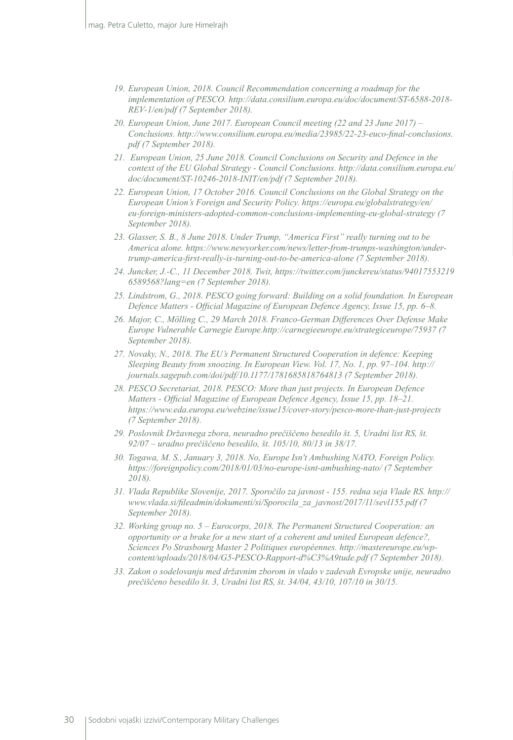19. *European Union, 2018. Council Recommendation concerning a roadmap for the implementation of PESCO. http://data.consilium.europa.eu/doc/document/ST-6588-2018-REV-1/en/pdf (7 September 2018).*
20. *European Union, June 2017. European Council meeting (22 and 23 June 2017) – Conclusions. http://www.consilium.europa.eu/media/23985/22-23-euco-final-conclusions.pdf (7 September 2018).*
21. *European Union, 25 June 2018. Council Conclusions on Security and Defence in the context of the EU Global Strategy - Council Conclusions. http://data.consilium.europa.eu/doc/document/ST-10246-2018-INIT/en/pdf (7 September 2018).*
22. *European Union, 17 October 2016. Council Conclusions on the Global Strategy on the European Union's Foreign and Security Policy. https://europa.eu/globalstrategy/en/eu-foreign-ministers-adopted-common-conclusions-implementing-eu-global-strategy (7 September 2018).*
23. *Glasser, S. B., 8 June 2018. Under Trump, "America First" really turning out to be America alone. https://www.newyorker.com/news/letter-from-trumps-washington/under-trump-america-first-really-is-turning-out-to-be-america-alone (7 September 2018).*
24. *Juncker, J.-C., 11 December 2018. Twit, https://twitter.com/junckereu/status/940175532196589568?lang=en (7 September 2018).*
25. *Lindstrom, G., 2018. PESCO going forward: Building on a solid foundation. In European Defence Matters - Official Magazine of European Defence Agency, Issue 15, pp. 6–8.*
26. *Major, C., Mölling C., 29 March 2018. Franco-German Differences Over Defense Make Europe Vulnerable Carnegie Europe.http://carnegieeurope.eu/strategiceurope/75937 (7 September 2018).*
27. *Novaky, N., 2018. The EU's Permanent Structured Cooperation in defence: Keeping Sleeping Beauty from snoozing. In European View. Vol. 17, No. 1, pp. 97–104. http://journals.sagepub.com/doi/pdf/10.1177/1781685818764813 (7 September 2018).*
28. *PESCO Secretariat, 2018. PESCO: More than just projects. In European Defence Matters - Official Magazine of European Defence Agency, Issue 15, pp. 18–21. https://www.eda.europa.eu/webzine/issue15/cover-story/pesco-more-than-just-projects (7 September 2018).*
29. *Poslovnik Državnega zbora, neuradno prečiščeno besedilo št. 5, Uradni list RS, št. 92/07 – uradno prečiščeno besedilo, št. 105/10, 80/13 in 38/17.*
30. *Togawa, M. S., January 3, 2018. No, Europe Isn't Ambushing NATO, Foreign Policy. https://foreignpolicy.com/2018/01/03/no-europe-isnt-ambushing-nato/ (7 September 2018).*
31. *Vlada Republike Slovenije, 2017. Sporočilo za javnost - 155. redna seja Vlade RS. http://www.vlada.si/fileadmin/dokumenti/si/Sporocila_za_javnost/2017/11/sevl155.pdf (7 September 2018).*
32. *Working group no. 5 – Eurocorps, 2018. The Permanent Structured Cooperation: an opportunity or a brake for a new start of a coherent and united European defence?, Sciences Po Strasbourg Master 2 Politiques européennes. http://mastereurope.eu/wp-content/uploads/2018/04/G5-PESCO-Rapport-d%C3%A9tude.pdf (7 September 2018).*
33. *Zakon o sodelovanju med državnim zborom in vlado v zadevah Evropske unije, neuradno prečiščeno besedilo št. 3, Uradni list RS, št. 34/04, 43/10, 107/10 in 30/15.*